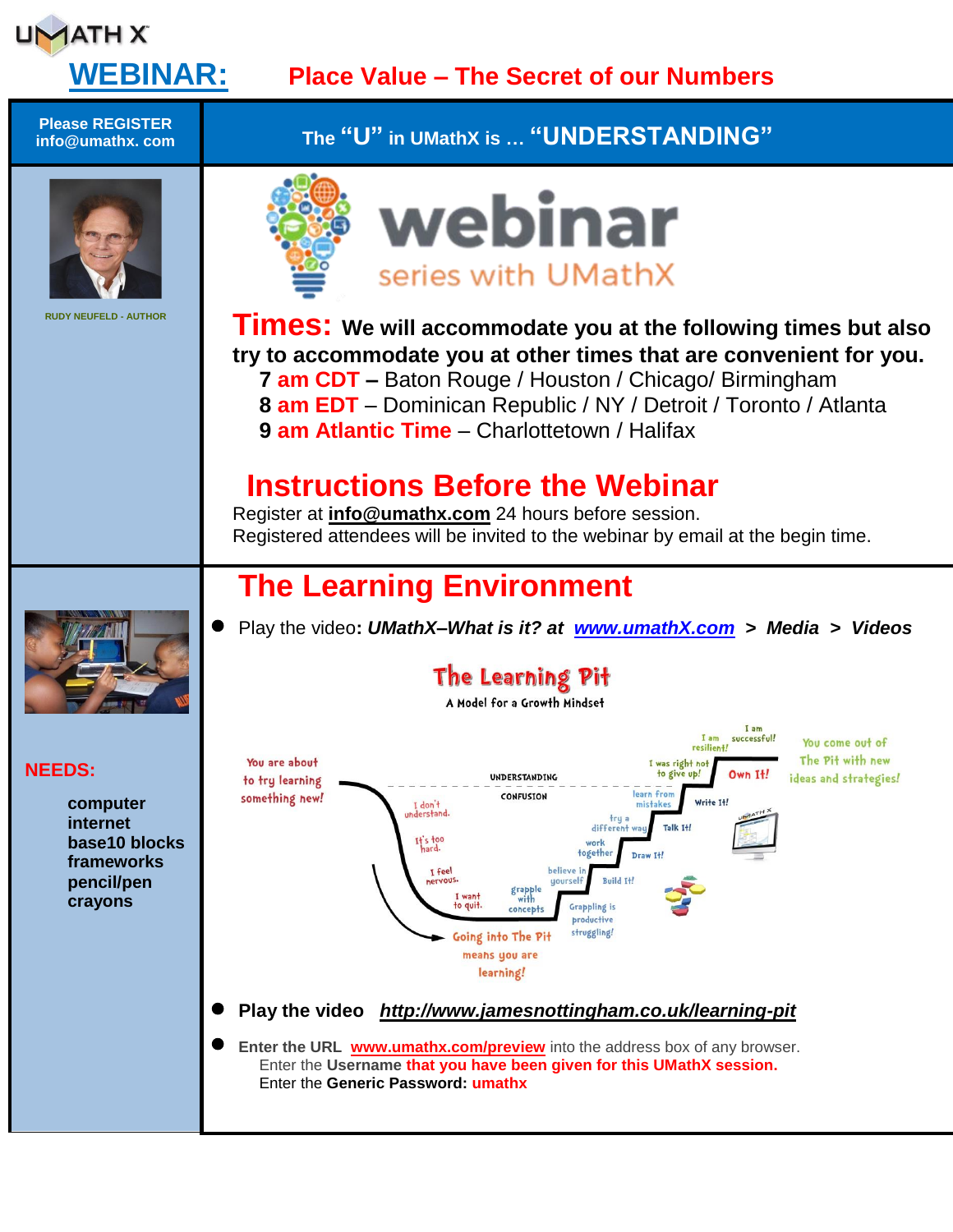UMATH X

# WEBINAR: Place Value – The Secret of our Numbers

**Please REGISTER**
**info@umathx. com**

## The "U" in UMathX is … "UNDERSTANDING"

RUDY NEUFELD - AUTHOR

webinar
series with UMathX

## Times: We will accommodate you at the following times but also try to accommodate you at other times that are convenient for you.

**7 am CDT –** Baton Rouge / Houston / Chicago/ Birmingham
**8 am EDT** – Dominican Republic / NY / Detroit / Toronto / Atlanta
**9 am Atlantic Time** – Charlottetown / Halifax

## Instructions Before the Webinar

Register at **info@umathx.com** 24 hours before session.
Registered attendees will be invited to the webinar by email at the begin time.

## The Learning Environment

**NEEDS:**

**computer**
**internet**
**base10 blocks**
**frameworks**
**pencil/pen**
**crayons**

- Play the video**: *UMathX–What is it? at* *www.umathX.com* > *Media* > *Videos***

The Learning Pit
A Model for a Growth Mindset

You are about to try learning something new! — I don't understand. — It's too hard. — I feel nervous. — I want to quit. — grapple with concepts — believe in yourself — work together — try a different way — learn from mistakes — I was right not to give up! — I am resilient! — I am successful! — You come out of The Pit with new ideas and strategies!

UNDERSTANDING — CONFUSION

Build It! — Draw It! — Talk It! — Write It! — Own It!

Grappling is productive struggling!

Going into The Pit means you are learning!

- **Play the video** ***http://www.jamesnottingham.co.uk/learning-pit***

- **Enter the URL** **www.umathx.com/preview** into the address box of any browser.
  Enter the **Username that you have been given for this UMathX session.**
  Enter the **Generic Password: umathx**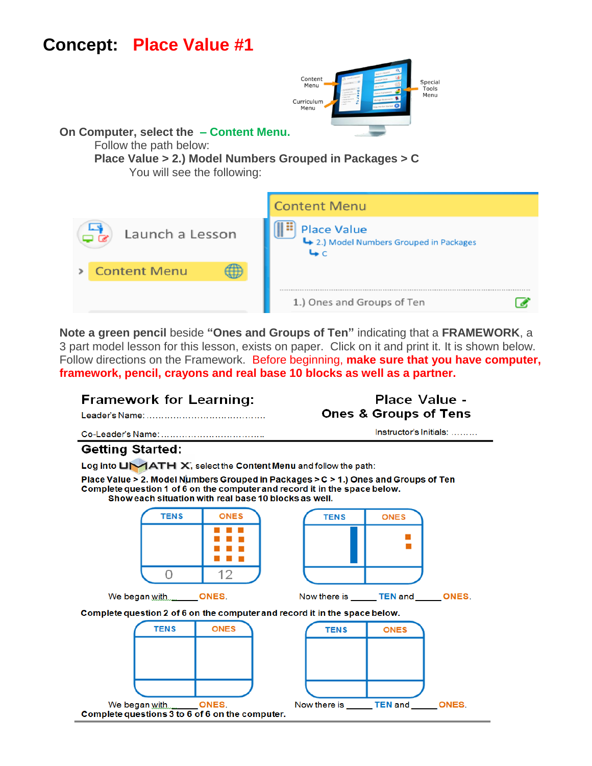# Concept: Place Value #1

Content Menu

Curriculum Menu

Special Tools Menu

**On Computer, select the – Content Menu.**

Follow the path below:

**Place Value > 2.) Model Numbers Grouped in Packages > C**

You will see the following:

Launch a Lesson

Content Menu

Content Menu

Place Value

2.) Model Numbers Grouped in Packages

C

1.) Ones and Groups of Ten

**Note a green pencil** beside **"Ones and Groups of Ten"** indicating that a **FRAMEWORK**, a 3 part model lesson for this lesson, exists on paper. Click on it and print it. It is shown below. Follow directions on the Framework. Before beginning, **make sure that you have computer, framework, pencil, crayons and real base 10 blocks as well as a partner.**

## Framework for Learning: Place Value - Ones & Groups of Tens

Leader's Name: ......................................

Co-Leader's Name: ......................................

Instructor's Initials: .........

## Getting Started:

Log into UMATH X, select the **Content Menu** and follow the path:

**Place Value > 2. Model Numbers Grouped in Packages > C > 1.) Ones and Groups of Ten**

**Complete question 1 of 6 on the computer and record it in the space below.**

**Show each situation with real base 10 blocks as well.**

| TENS | ONES |
|---|---|
| | |
| 0 | 12 |

We began with ______ ONES.

| TENS | ONES |
|---|---|
| | |
| | |

Now there is ______ TEN and ______ ONES.

**Complete question 2 of 6 on the computer and record it in the space below.**

| TENS | ONES |
|---|---|
| | |
| | |

We began with ______ ONES.

| TENS | ONES |
|---|---|
| | |
| | |

Now there is ______ TEN and ______ ONES.

**Complete questions 3 to 6 of 6 on the computer.**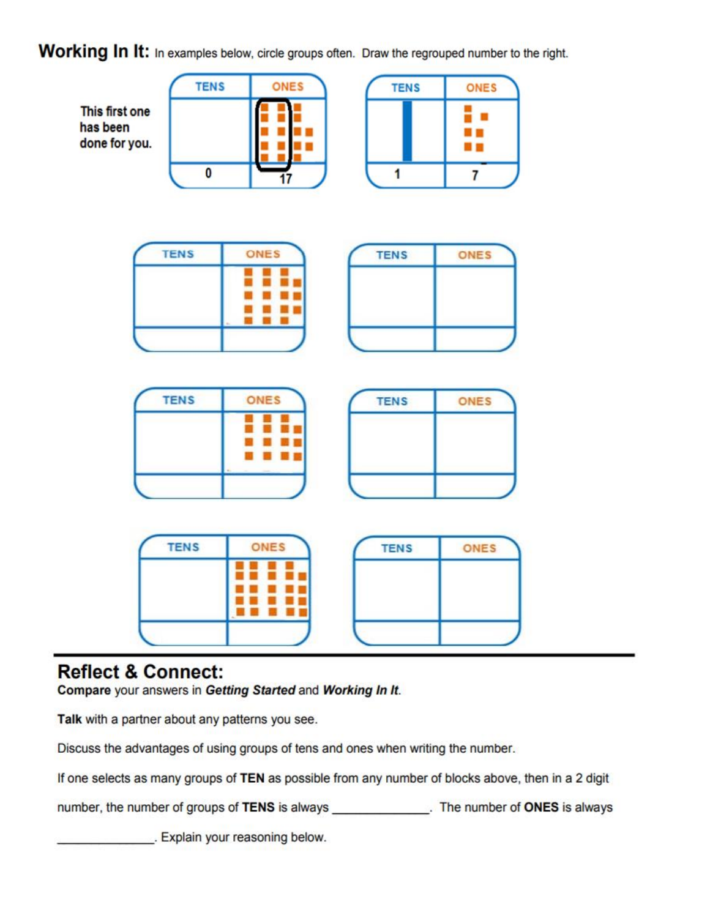## Working In It: In examples below, circle groups often. Draw the regrouped number to the right.

This first one has been done for you.

| TENS | ONES |
| --- | --- |
| | |
| 0 | 17 |

| TENS | ONES |
| --- | --- |
| | |
| 1 | 7 |

| TENS | ONES |
| --- | --- |
| | |
| | |

| TENS | ONES |
| --- | --- |
| | |
| | |

| TENS | ONES |
| --- | --- |
| | |
| | |

| TENS | ONES |
| --- | --- |
| | |
| | |

| TENS | ONES |
| --- | --- |
| | |
| | |

| TENS | ONES |
| --- | --- |
| | |
| | |

---

## Reflect & Connect:

**Compare** your answers in ***Getting Started*** and ***Working In It***.

**Talk** with a partner about any patterns you see.

Discuss the advantages of using groups of tens and ones when writing the number.

If one selects as many groups of **TEN** as possible from any number of blocks above, then in a 2 digit number, the number of groups of **TENS** is always ______________. The number of **ONES** is always ______________. Explain your reasoning below.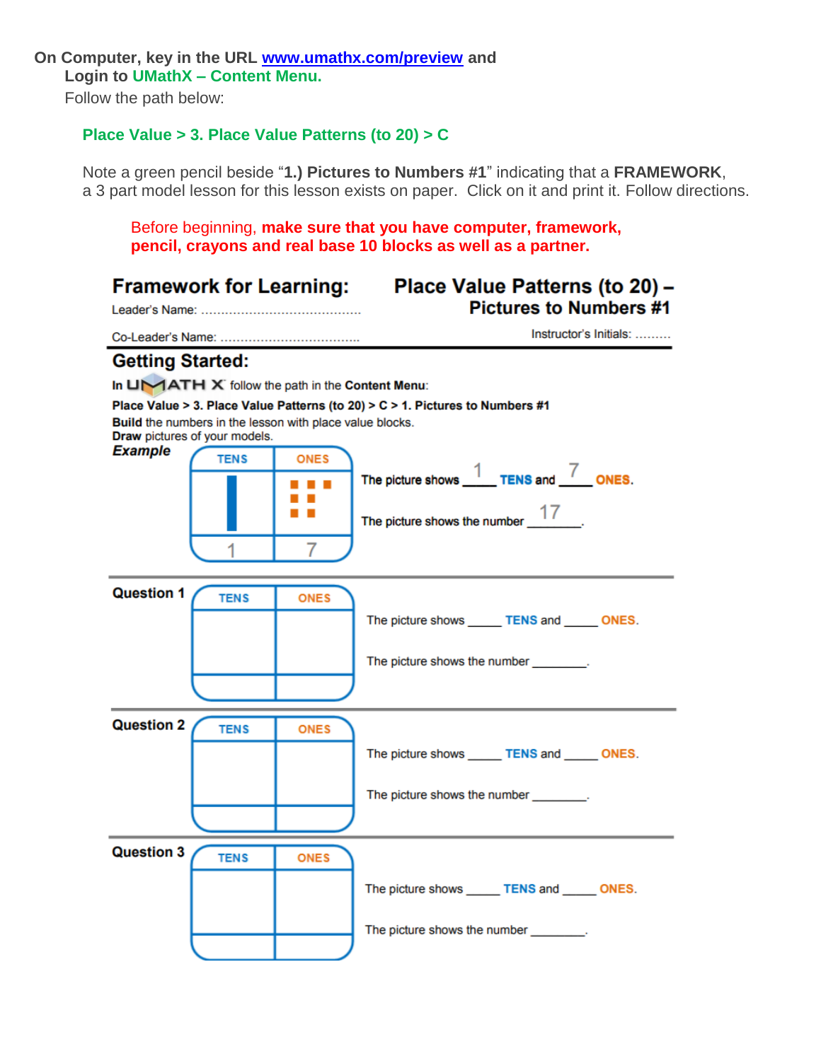**On Computer, key in the URL www.umathx.com/preview and**
**Login to UMathX – Content Menu.**
Follow the path below:

**Place Value > 3. Place Value Patterns (to 20) > C**

Note a green pencil beside "**1.) Pictures to Numbers #1**" indicating that a **FRAMEWORK**, a 3 part model lesson for this lesson exists on paper. Click on it and print it. Follow directions.

Before beginning, **make sure that you have computer, framework, pencil, crayons and real base 10 blocks as well as a partner.**

# Framework for Learning: Place Value Patterns (to 20) – Pictures to Numbers #1

Leader's Name: ........................................

Co-Leader's Name: ..................................

Instructor's Initials: .........

## Getting Started:

In UMATH X follow the path in the **Content Menu**:

**Place Value > 3. Place Value Patterns (to 20) > C > 1. Pictures to Numbers #1**

**Build** the numbers in the lesson with place value blocks.

**Draw** pictures of your models.

***Example***

| TENS | ONES |
|---|---|
| (1 ten rod) | (7 ones) |
| 1 | 7 |

The picture shows 1 TENS and 7 ONES.

The picture shows the number 17.

**Question 1**

| TENS | ONES |
|---|---|
| | |
| | |

The picture shows _____ TENS and _____ ONES.

The picture shows the number ________.

**Question 2**

| TENS | ONES |
|---|---|
| | |
| | |

The picture shows _____ TENS and _____ ONES.

The picture shows the number ________.

**Question 3**

| TENS | ONES |
|---|---|
| | |
| | |

The picture shows _____ TENS and _____ ONES.

The picture shows the number ________.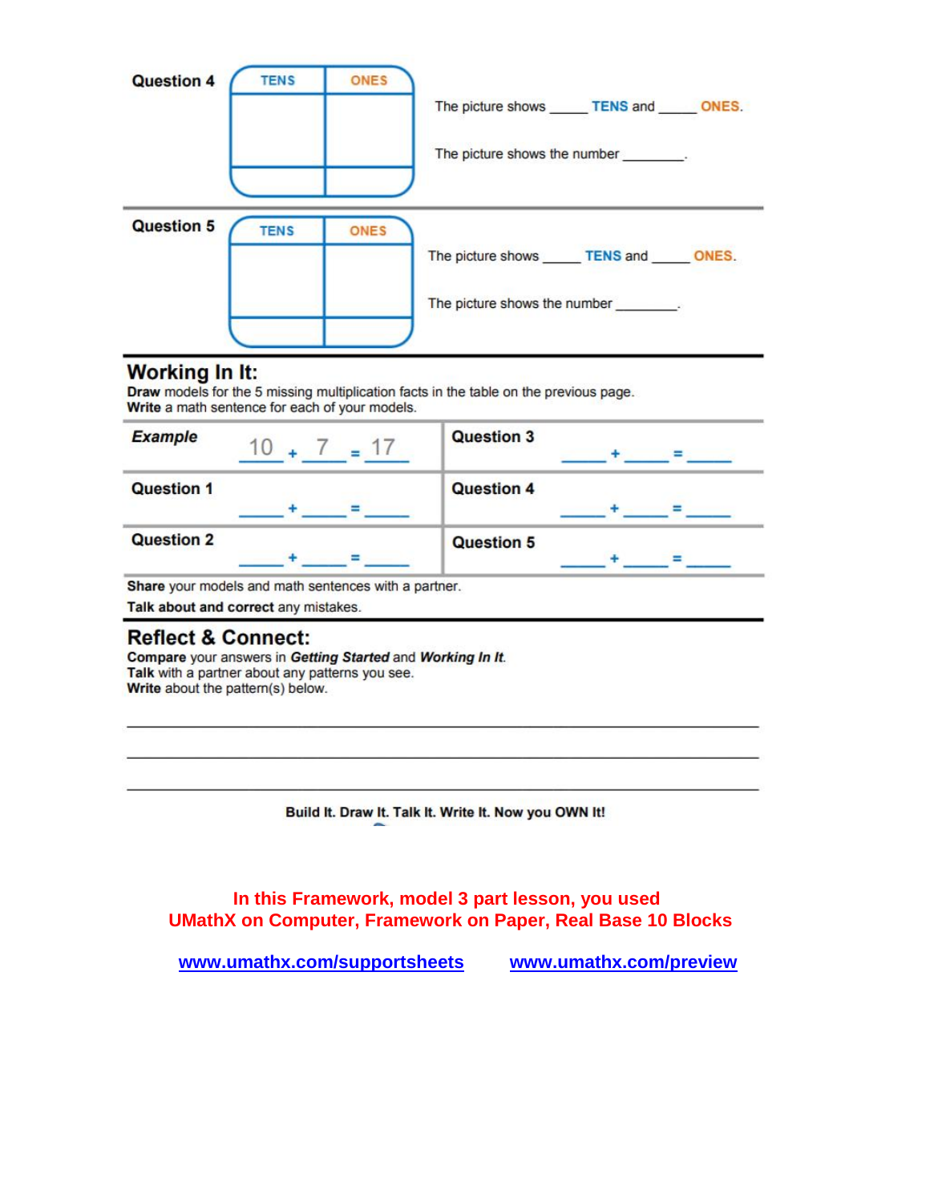**Question 4**

| TENS | ONES |
|---|---|
| | |
| | |

The picture shows _____ TENS and _____ ONES.

The picture shows the number ________.

**Question 5**

| TENS | ONES |
|---|---|
| | |
| | |

The picture shows _____ TENS and _____ ONES.

The picture shows the number ________.

## Working In It:

**Draw** models for the 5 missing multiplication facts in the table on the previous page.
**Write** a math sentence for each of your models.

| | |
|---|---|
| ***Example*** 10 + 7 = 17 | **Question 3** _____ + _____ = _____ |
| **Question 1** _____ + _____ = _____ | **Question 4** _____ + _____ = _____ |
| **Question 2** _____ + _____ = _____ | **Question 5** _____ + _____ = _____ |

**Share** your models and math sentences with a partner.
**Talk about and correct** any mistakes.

## Reflect & Connect:

**Compare** your answers in ***Getting Started*** and ***Working In It***.
**Talk** with a partner about any patterns you see.
**Write** about the pattern(s) below.

______________________________________________________________________

______________________________________________________________________

______________________________________________________________________

**Build It. Draw It. Talk It. Write It. Now you OWN It!**

**In this Framework, model 3 part lesson, you used**
**UMathX on Computer, Framework on Paper, Real Base 10 Blocks**

**www.umathx.com/supportsheets** **www.umathx.com/preview**